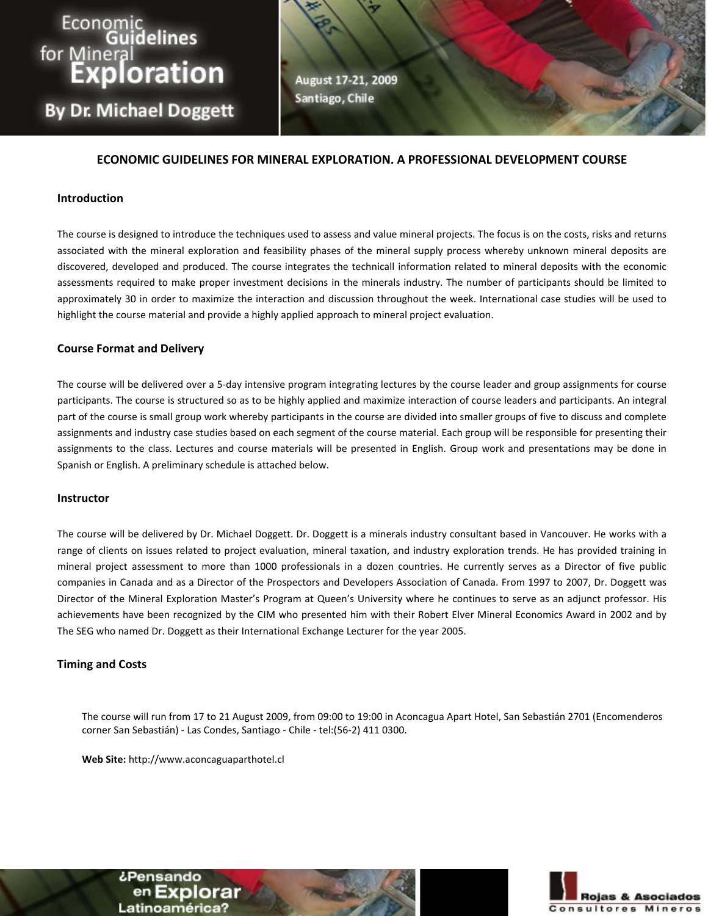Economic Guidelines for Mineral Exploration

By Dr. Michael Doggett

August 17-21, 2009
Santiago, Chile

# ECONOMIC GUIDELINES FOR MINERAL EXPLORATION. A PROFESSIONAL DEVELOPMENT COURSE

## Introduction

The course is designed to introduce the techniques used to assess and value mineral projects. The focus is on the costs, risks and returns associated with the mineral exploration and feasibility phases of the mineral supply process whereby unknown mineral deposits are discovered, developed and produced. The course integrates the technicall information related to mineral deposits with the economic assessments required to make proper investment decisions in the minerals industry. The number of participants should be limited to approximately 30 in order to maximize the interaction and discussion throughout the week. International case studies will be used to highlight the course material and provide a highly applied approach to mineral project evaluation.

## Course Format and Delivery

The course will be delivered over a 5-day intensive program integrating lectures by the course leader and group assignments for course participants. The course is structured so as to be highly applied and maximize interaction of course leaders and participants. An integral part of the course is small group work whereby participants in the course are divided into smaller groups of five to discuss and complete assignments and industry case studies based on each segment of the course material. Each group will be responsible for presenting their assignments to the class. Lectures and course materials will be presented in English. Group work and presentations may be done in Spanish or English. A preliminary schedule is attached below.

## Instructor

The course will be delivered by Dr. Michael Doggett. Dr. Doggett is a minerals industry consultant based in Vancouver. He works with a range of clients on issues related to project evaluation, mineral taxation, and industry exploration trends. He has provided training in mineral project assessment to more than 1000 professionals in a dozen countries. He currently serves as a Director of five public companies in Canada and as a Director of the Prospectors and Developers Association of Canada. From 1997 to 2007, Dr. Doggett was Director of the Mineral Exploration Master's Program at Queen's University where he continues to serve as an adjunct professor. His achievements have been recognized by the CIM who presented him with their Robert Elver Mineral Economics Award in 2002 and by The SEG who named Dr. Doggett as their International Exchange Lecturer for the year 2005.

## Timing and Costs

The course will run from 17 to 21 August 2009, from 09:00 to 19:00 in Aconcagua Apart Hotel, San Sebastián 2701 (Encomenderos corner San Sebastián) - Las Condes, Santiago - Chile - tel:(56-2) 411 0300.

**Web Site:** http://www.aconcaguaparthotel.cl

¿Pensando en Explorar Latinoamérica?

Rojas & Asociados
Consultores Mineros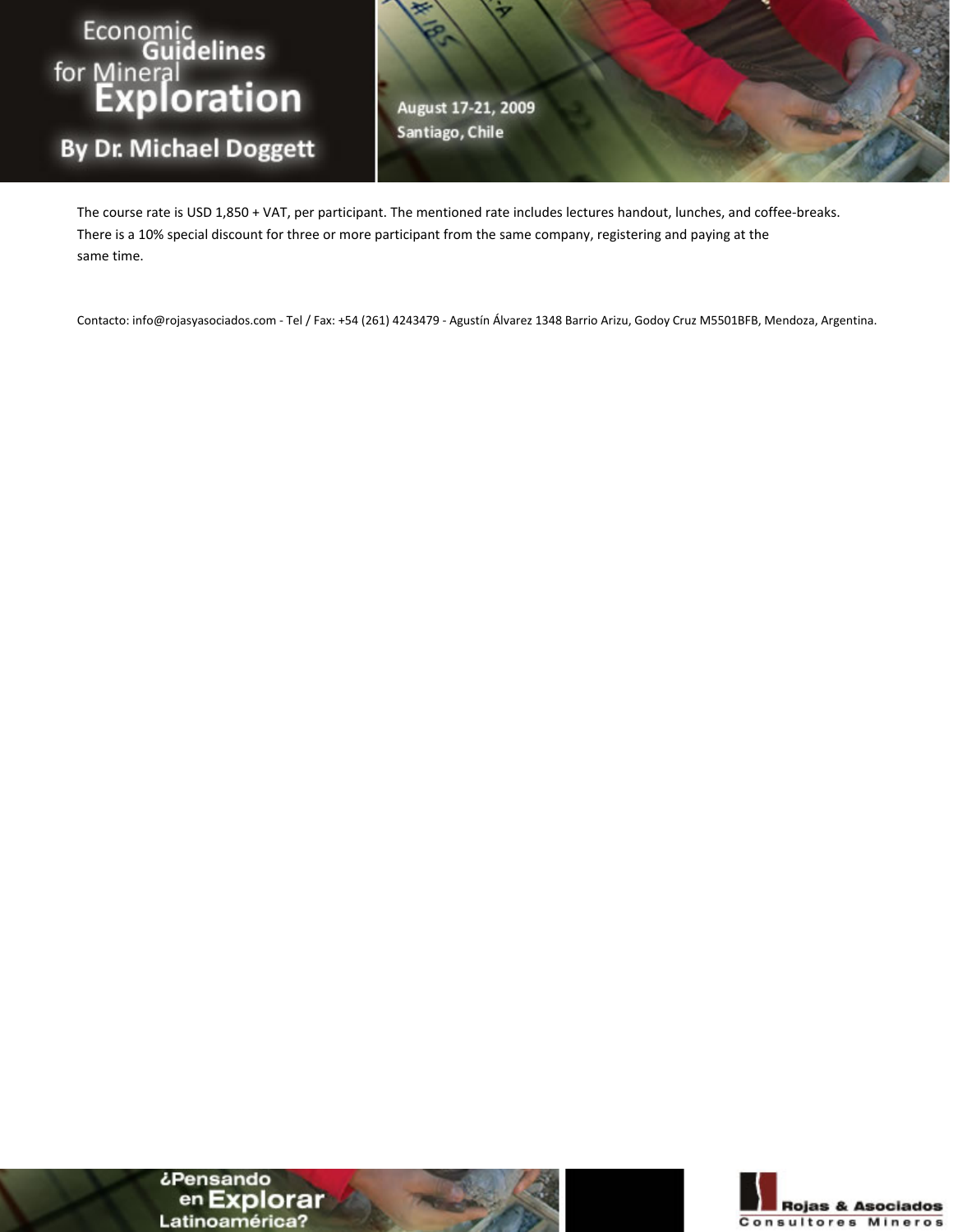The course rate is USD 1,850 + VAT, per participant. The mentioned rate includes lectures handout, lunches, and coffee-breaks. There is a 10% special discount for three or more participant from the same company, registering and paying at the same time.

Contacto: info@rojasyasociados.com - Tel / Fax: +54 (261) 4243479 - Agustín Álvarez 1348 Barrio Arizu, Godoy Cruz M5501BFB, Mendoza, Argentina.